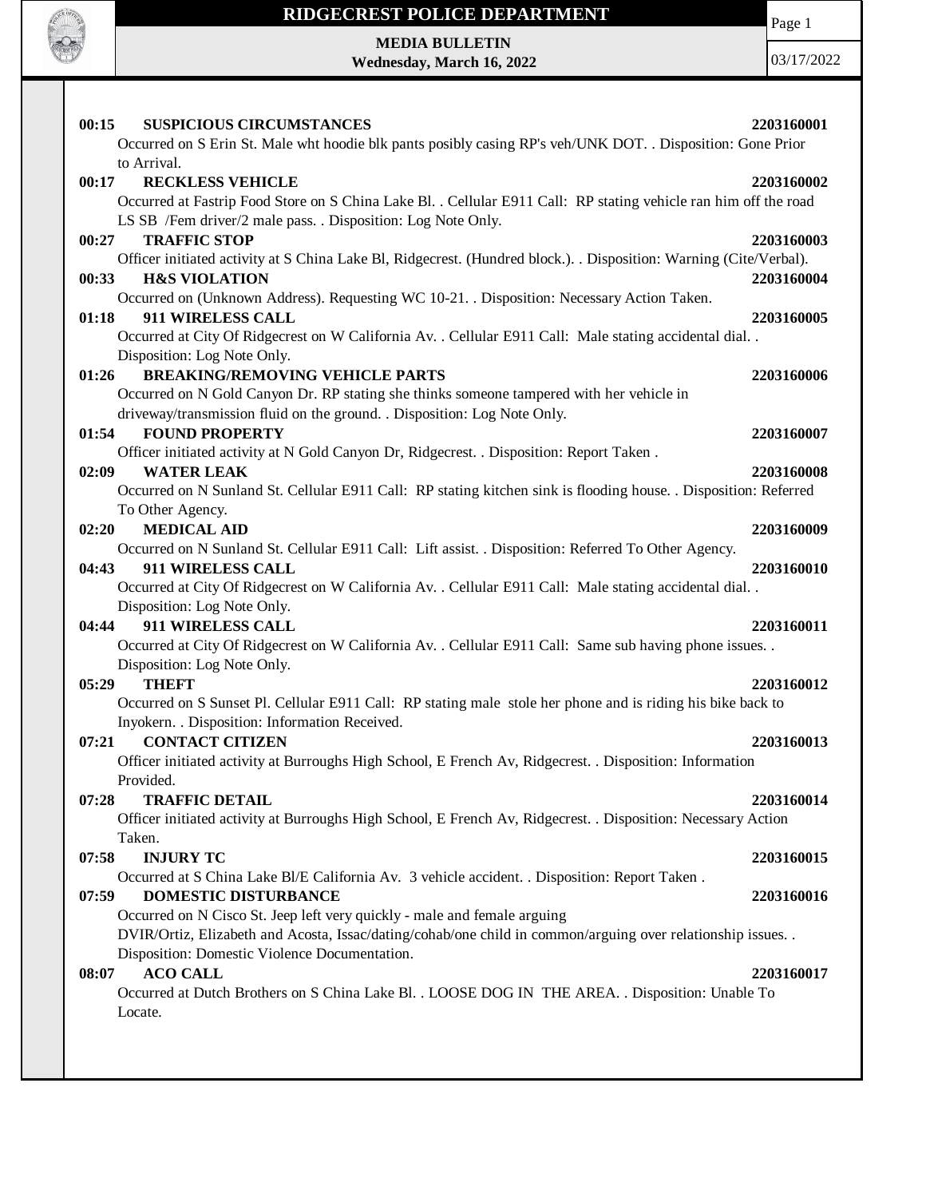# RIDGECREST POLICE DEPARTMENT

**MEDIA BULLETIN**
**Wednesday, March 16, 2022**

03/17/2022

**00:15 SUSPICIOUS CIRCUMSTANCES** **2203160001**
Occurred on S Erin St. Male wht hoodie blk pants posibly casing RP's veh/UNK DOT. . Disposition: Gone Prior to Arrival.

**00:17 RECKLESS VEHICLE** **2203160002**
Occurred at Fastrip Food Store on S China Lake Bl. . Cellular E911 Call: RP stating vehicle ran him off the road LS SB /Fem driver/2 male pass. . Disposition: Log Note Only.

**00:27 TRAFFIC STOP** **2203160003**
Officer initiated activity at S China Lake Bl, Ridgecrest. (Hundred block.). . Disposition: Warning (Cite/Verbal).

**00:33 H&S VIOLATION** **2203160004**
Occurred on (Unknown Address). Requesting WC 10-21. . Disposition: Necessary Action Taken.

**01:18 911 WIRELESS CALL** **2203160005**
Occurred at City Of Ridgecrest on W California Av. . Cellular E911 Call: Male stating accidental dial. . Disposition: Log Note Only.

**01:26 BREAKING/REMOVING VEHICLE PARTS** **2203160006**
Occurred on N Gold Canyon Dr. RP stating she thinks someone tampered with her vehicle in driveway/transmission fluid on the ground. . Disposition: Log Note Only.

**01:54 FOUND PROPERTY** **2203160007**
Officer initiated activity at N Gold Canyon Dr, Ridgecrest. . Disposition: Report Taken .

**02:09 WATER LEAK** **2203160008**
Occurred on N Sunland St. Cellular E911 Call: RP stating kitchen sink is flooding house. . Disposition: Referred To Other Agency.

**02:20 MEDICAL AID** **2203160009**
Occurred on N Sunland St. Cellular E911 Call: Lift assist. . Disposition: Referred To Other Agency.

**04:43 911 WIRELESS CALL** **2203160010**
Occurred at City Of Ridgecrest on W California Av. . Cellular E911 Call: Male stating accidental dial. . Disposition: Log Note Only.

**04:44 911 WIRELESS CALL** **2203160011**
Occurred at City Of Ridgecrest on W California Av. . Cellular E911 Call: Same sub having phone issues. . Disposition: Log Note Only.

**05:29 THEFT** **2203160012**
Occurred on S Sunset Pl. Cellular E911 Call: RP stating male stole her phone and is riding his bike back to Inyokern. . Disposition: Information Received.

**07:21 CONTACT CITIZEN** **2203160013**
Officer initiated activity at Burroughs High School, E French Av, Ridgecrest. . Disposition: Information Provided.

**07:28 TRAFFIC DETAIL** **2203160014**
Officer initiated activity at Burroughs High School, E French Av, Ridgecrest. . Disposition: Necessary Action Taken.

**07:58 INJURY TC** **2203160015**
Occurred at S China Lake Bl/E California Av. 3 vehicle accident. . Disposition: Report Taken .

**07:59 DOMESTIC DISTURBANCE** **2203160016**
Occurred on N Cisco St. Jeep left very quickly - male and female arguing
DVIR/Ortiz, Elizabeth and Acosta, Issac/dating/cohab/one child in common/arguing over relationship issues. . Disposition: Domestic Violence Documentation.

**08:07 ACO CALL** **2203160017**
Occurred at Dutch Brothers on S China Lake Bl. . LOOSE DOG IN THE AREA. . Disposition: Unable To Locate.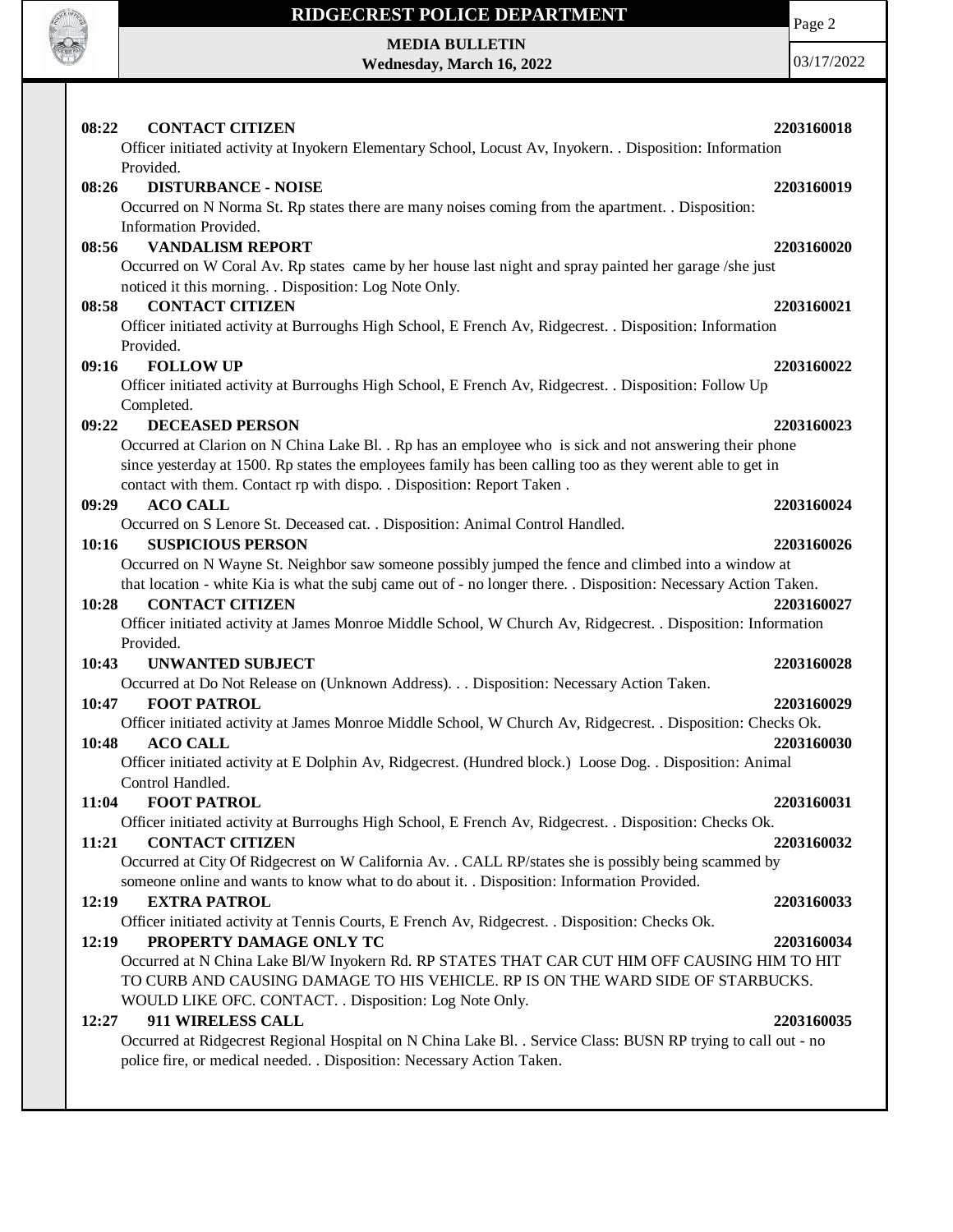**08:22 CONTACT CITIZEN 2203160018**

Officer initiated activity at Inyokern Elementary School, Locust Av, Inyokern. . Disposition: Information Provided.

**08:26 DISTURBANCE - NOISE 2203160019**

Occurred on N Norma St. Rp states there are many noises coming from the apartment. . Disposition: Information Provided.

**08:56 VANDALISM REPORT 2203160020**

Occurred on W Coral Av. Rp states came by her house last night and spray painted her garage /she just noticed it this morning. . Disposition: Log Note Only.

**08:58 CONTACT CITIZEN 2203160021**

Officer initiated activity at Burroughs High School, E French Av, Ridgecrest. . Disposition: Information Provided.

**09:16 FOLLOW UP 2203160022**

Officer initiated activity at Burroughs High School, E French Av, Ridgecrest. . Disposition: Follow Up Completed.

**09:22 DECEASED PERSON 2203160023**

Occurred at Clarion on N China Lake Bl. . Rp has an employee who is sick and not answering their phone since yesterday at 1500. Rp states the employees family has been calling too as they werent able to get in contact with them. Contact rp with dispo. . Disposition: Report Taken .

**09:29 ACO CALL 2203160024**

Occurred on S Lenore St. Deceased cat. . Disposition: Animal Control Handled.

**10:16 SUSPICIOUS PERSON 2203160026**

Occurred on N Wayne St. Neighbor saw someone possibly jumped the fence and climbed into a window at that location - white Kia is what the subj came out of - no longer there. . Disposition: Necessary Action Taken.

**10:28 CONTACT CITIZEN 2203160027**

Officer initiated activity at James Monroe Middle School, W Church Av, Ridgecrest. . Disposition: Information Provided.

**10:43 UNWANTED SUBJECT 2203160028**

Occurred at Do Not Release on (Unknown Address). . . Disposition: Necessary Action Taken.

**10:47 FOOT PATROL 2203160029**

Officer initiated activity at James Monroe Middle School, W Church Av, Ridgecrest. . Disposition: Checks Ok.

**10:48 ACO CALL 2203160030**

Officer initiated activity at E Dolphin Av, Ridgecrest. (Hundred block.) Loose Dog. . Disposition: Animal Control Handled.

**11:04 FOOT PATROL 2203160031**

Officer initiated activity at Burroughs High School, E French Av, Ridgecrest. . Disposition: Checks Ok.

**11:21 CONTACT CITIZEN 2203160032**

Occurred at City Of Ridgecrest on W California Av. . CALL RP/states she is possibly being scammed by someone online and wants to know what to do about it. . Disposition: Information Provided.

**12:19 EXTRA PATROL 2203160033**

Officer initiated activity at Tennis Courts, E French Av, Ridgecrest. . Disposition: Checks Ok.

**12:19 PROPERTY DAMAGE ONLY TC 2203160034**

Occurred at N China Lake Bl/W Inyokern Rd. RP STATES THAT CAR CUT HIM OFF CAUSING HIM TO HIT TO CURB AND CAUSING DAMAGE TO HIS VEHICLE. RP IS ON THE WARD SIDE OF STARBUCKS. WOULD LIKE OFC. CONTACT. . Disposition: Log Note Only.

**12:27 911 WIRELESS CALL 2203160035**

Occurred at Ridgecrest Regional Hospital on N China Lake Bl. . Service Class: BUSN RP trying to call out - no police fire, or medical needed. . Disposition: Necessary Action Taken.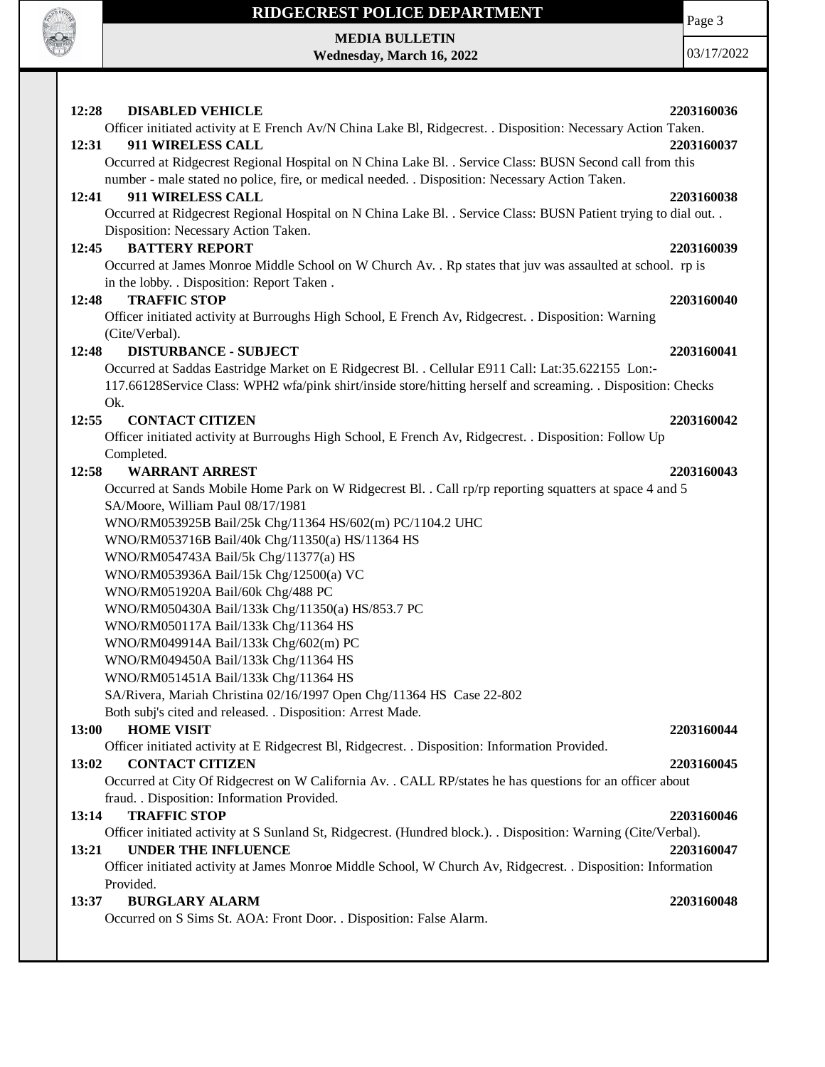**12:28 DISABLED VEHICLE 2203160036**

Officer initiated activity at E French Av/N China Lake Bl, Ridgecrest. . Disposition: Necessary Action Taken.

**12:31 911 WIRELESS CALL 2203160037**

Occurred at Ridgecrest Regional Hospital on N China Lake Bl. . Service Class: BUSN Second call from this number - male stated no police, fire, or medical needed. . Disposition: Necessary Action Taken.

**12:41 911 WIRELESS CALL 2203160038**

Occurred at Ridgecrest Regional Hospital on N China Lake Bl. . Service Class: BUSN Patient trying to dial out. . Disposition: Necessary Action Taken.

**12:45 BATTERY REPORT 2203160039**

Occurred at James Monroe Middle School on W Church Av. . Rp states that juv was assaulted at school. rp is in the lobby. . Disposition: Report Taken .

**12:48 TRAFFIC STOP 2203160040**

Officer initiated activity at Burroughs High School, E French Av, Ridgecrest. . Disposition: Warning (Cite/Verbal).

**12:48 DISTURBANCE - SUBJECT 2203160041**

Occurred at Saddas Eastridge Market on E Ridgecrest Bl. . Cellular E911 Call: Lat:35.622155 Lon:-117.66128Service Class: WPH2 wfa/pink shirt/inside store/hitting herself and screaming. . Disposition: Checks Ok.

**12:55 CONTACT CITIZEN 2203160042**

Officer initiated activity at Burroughs High School, E French Av, Ridgecrest. . Disposition: Follow Up Completed.

**12:58 WARRANT ARREST 2203160043**

Occurred at Sands Mobile Home Park on W Ridgecrest Bl. . Call rp/rp reporting squatters at space 4 and 5
SA/Moore, William Paul 08/17/1981
WNO/RM053925B Bail/25k Chg/11364 HS/602(m) PC/1104.2 UHC
WNO/RM053716B Bail/40k Chg/11350(a) HS/11364 HS
WNO/RM054743A Bail/5k Chg/11377(a) HS
WNO/RM053936A Bail/15k Chg/12500(a) VC
WNO/RM051920A Bail/60k Chg/488 PC
WNO/RM050430A Bail/133k Chg/11350(a) HS/853.7 PC
WNO/RM050117A Bail/133k Chg/11364 HS
WNO/RM049914A Bail/133k Chg/602(m) PC
WNO/RM049450A Bail/133k Chg/11364 HS
WNO/RM051451A Bail/133k Chg/11364 HS
SA/Rivera, Mariah Christina 02/16/1997 Open Chg/11364 HS Case 22-802
Both subj's cited and released. . Disposition: Arrest Made.

**13:00 HOME VISIT 2203160044**

Officer initiated activity at E Ridgecrest Bl, Ridgecrest. . Disposition: Information Provided.

**13:02 CONTACT CITIZEN 2203160045**

Occurred at City Of Ridgecrest on W California Av. . CALL RP/states he has questions for an officer about fraud. . Disposition: Information Provided.

**13:14 TRAFFIC STOP 2203160046**

Officer initiated activity at S Sunland St, Ridgecrest. (Hundred block.). . Disposition: Warning (Cite/Verbal).

**13:21 UNDER THE INFLUENCE 2203160047**

Officer initiated activity at James Monroe Middle School, W Church Av, Ridgecrest. . Disposition: Information Provided.

**13:37 BURGLARY ALARM 2203160048**

Occurred on S Sims St. AOA: Front Door. . Disposition: False Alarm.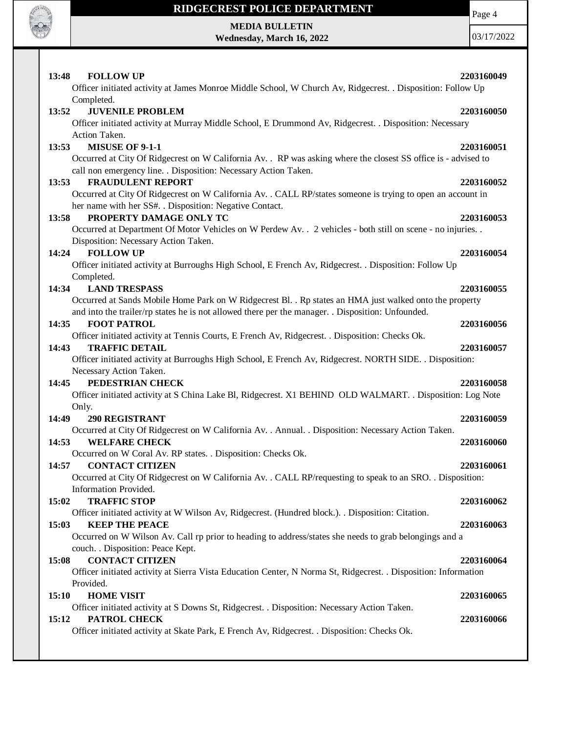**13:48 FOLLOW UP 2203160049**

Officer initiated activity at James Monroe Middle School, W Church Av, Ridgecrest. . Disposition: Follow Up Completed.

**13:52 JUVENILE PROBLEM 2203160050**

Officer initiated activity at Murray Middle School, E Drummond Av, Ridgecrest. . Disposition: Necessary Action Taken.

**13:53 MISUSE OF 9-1-1 2203160051**

Occurred at City Of Ridgecrest on W California Av. . RP was asking where the closest SS office is - advised to call non emergency line. . Disposition: Necessary Action Taken.

**13:53 FRAUDULENT REPORT 2203160052**

Occurred at City Of Ridgecrest on W California Av. . CALL RP/states someone is trying to open an account in her name with her SS#. . Disposition: Negative Contact.

**13:58 PROPERTY DAMAGE ONLY TC 2203160053**

Occurred at Department Of Motor Vehicles on W Perdew Av. . 2 vehicles - both still on scene - no injuries. . Disposition: Necessary Action Taken.

**14:24 FOLLOW UP 2203160054**

Officer initiated activity at Burroughs High School, E French Av, Ridgecrest. . Disposition: Follow Up Completed.

**14:34 LAND TRESPASS 2203160055**

Occurred at Sands Mobile Home Park on W Ridgecrest Bl. . Rp states an HMA just walked onto the property and into the trailer/rp states he is not allowed there per the manager. . Disposition: Unfounded.

**14:35 FOOT PATROL 2203160056**

Officer initiated activity at Tennis Courts, E French Av, Ridgecrest. . Disposition: Checks Ok.

**14:43 TRAFFIC DETAIL 2203160057**

Officer initiated activity at Burroughs High School, E French Av, Ridgecrest. NORTH SIDE. . Disposition: Necessary Action Taken.

**14:45 PEDESTRIAN CHECK 2203160058**

Officer initiated activity at S China Lake Bl, Ridgecrest. X1 BEHIND OLD WALMART. . Disposition: Log Note Only.

**14:49 290 REGISTRANT 2203160059**

Occurred at City Of Ridgecrest on W California Av. . Annual. . Disposition: Necessary Action Taken.

**14:53 WELFARE CHECK 2203160060**

Occurred on W Coral Av. RP states. . Disposition: Checks Ok.

**14:57 CONTACT CITIZEN 2203160061**

Occurred at City Of Ridgecrest on W California Av. . CALL RP/requesting to speak to an SRO. . Disposition: Information Provided.

**15:02 TRAFFIC STOP 2203160062**

Officer initiated activity at W Wilson Av, Ridgecrest. (Hundred block.). . Disposition: Citation.

**15:03 KEEP THE PEACE 2203160063**

Occurred on W Wilson Av. Call rp prior to heading to address/states she needs to grab belongings and a couch. . Disposition: Peace Kept.

**15:08 CONTACT CITIZEN 2203160064**

Officer initiated activity at Sierra Vista Education Center, N Norma St, Ridgecrest. . Disposition: Information Provided.

**15:10 HOME VISIT 2203160065**

Officer initiated activity at S Downs St, Ridgecrest. . Disposition: Necessary Action Taken.

**15:12 PATROL CHECK 2203160066**

Officer initiated activity at Skate Park, E French Av, Ridgecrest. . Disposition: Checks Ok.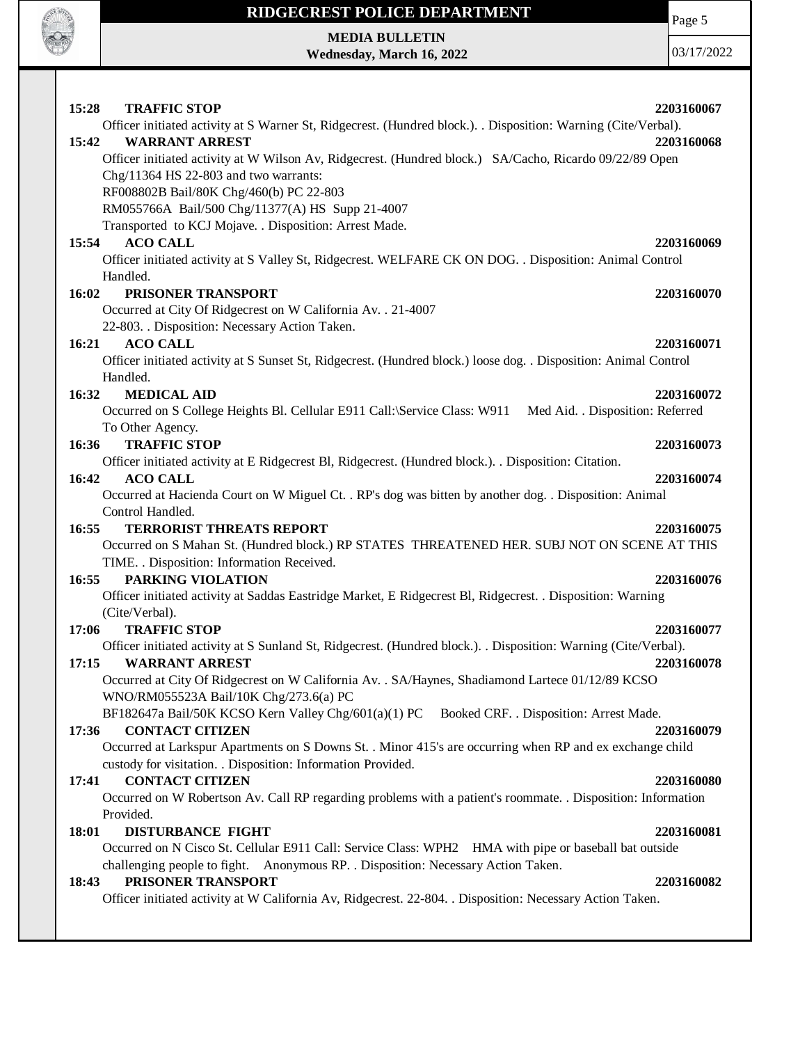**15:28 TRAFFIC STOP** 2203160067

Officer initiated activity at S Warner St, Ridgecrest. (Hundred block.). . Disposition: Warning (Cite/Verbal).

**15:42 WARRANT ARREST** 2203160068

Officer initiated activity at W Wilson Av, Ridgecrest. (Hundred block.) SA/Cacho, Ricardo 09/22/89 Open Chg/11364 HS 22-803 and two warrants:
RF008802B Bail/80K Chg/460(b) PC 22-803
RM055766A Bail/500 Chg/11377(A) HS Supp 21-4007
Transported to KCJ Mojave. . Disposition: Arrest Made.

**15:54 ACO CALL** 2203160069

Officer initiated activity at S Valley St, Ridgecrest. WELFARE CK ON DOG. . Disposition: Animal Control Handled.

**16:02 PRISONER TRANSPORT** 2203160070

Occurred at City Of Ridgecrest on W California Av. . 21-4007
22-803. . Disposition: Necessary Action Taken.

**16:21 ACO CALL** 2203160071

Officer initiated activity at S Sunset St, Ridgecrest. (Hundred block.) loose dog. . Disposition: Animal Control Handled.

**16:32 MEDICAL AID** 2203160072

Occurred on S College Heights Bl. Cellular E911 Call:\Service Class: W911 Med Aid. . Disposition: Referred To Other Agency.

**16:36 TRAFFIC STOP** 2203160073

Officer initiated activity at E Ridgecrest Bl, Ridgecrest. (Hundred block.). . Disposition: Citation.

**16:42 ACO CALL** 2203160074

Occurred at Hacienda Court on W Miguel Ct. . RP's dog was bitten by another dog. . Disposition: Animal Control Handled.

**16:55 TERRORIST THREATS REPORT** 2203160075

Occurred on S Mahan St. (Hundred block.) RP STATES THREATENED HER. SUBJ NOT ON SCENE AT THIS TIME. . Disposition: Information Received.

**16:55 PARKING VIOLATION** 2203160076

Officer initiated activity at Saddas Eastridge Market, E Ridgecrest Bl, Ridgecrest. . Disposition: Warning (Cite/Verbal).

**17:06 TRAFFIC STOP** 2203160077

Officer initiated activity at S Sunland St, Ridgecrest. (Hundred block.). . Disposition: Warning (Cite/Verbal).

**17:15 WARRANT ARREST** 2203160078

Occurred at City Of Ridgecrest on W California Av. . SA/Haynes, Shadiamond Lartece 01/12/89 KCSO WNO/RM055523A Bail/10K Chg/273.6(a) PC
BF182647a Bail/50K KCSO Kern Valley Chg/601(a)(1) PC Booked CRF. . Disposition: Arrest Made.

**17:36 CONTACT CITIZEN** 2203160079

Occurred at Larkspur Apartments on S Downs St. . Minor 415's are occurring when RP and ex exchange child custody for visitation. . Disposition: Information Provided.

**17:41 CONTACT CITIZEN** 2203160080

Occurred on W Robertson Av. Call RP regarding problems with a patient's roommate. . Disposition: Information Provided.

**18:01 DISTURBANCE FIGHT** 2203160081

Occurred on N Cisco St. Cellular E911 Call: Service Class: WPH2 HMA with pipe or baseball bat outside challenging people to fight. Anonymous RP. . Disposition: Necessary Action Taken.

**18:43 PRISONER TRANSPORT** 2203160082

Officer initiated activity at W California Av, Ridgecrest. 22-804. . Disposition: Necessary Action Taken.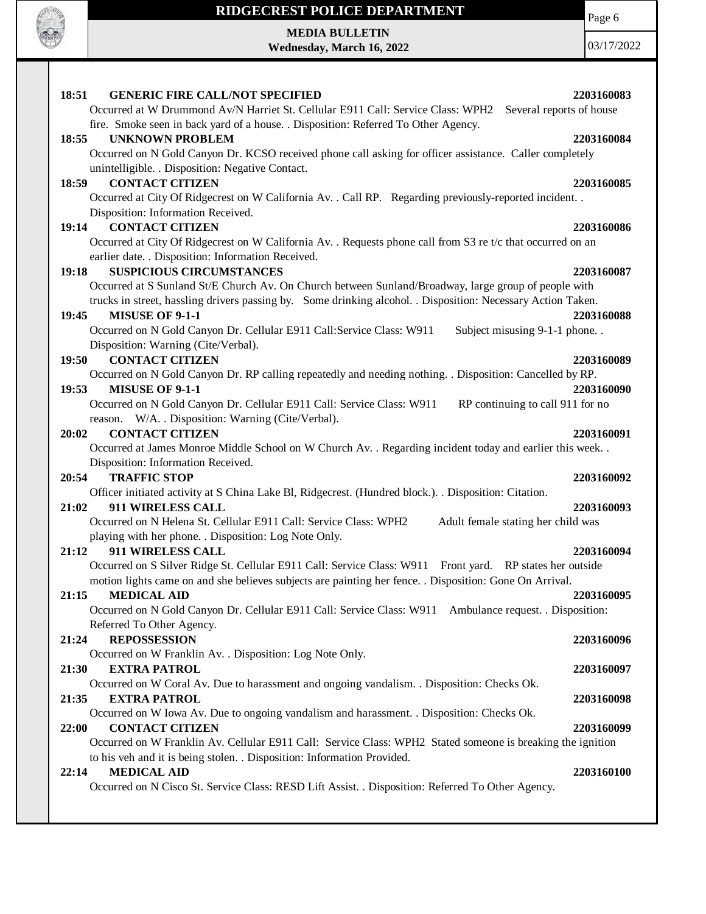**18:51 GENERIC FIRE CALL/NOT SPECIFIED 2203160083**

Occurred at W Drummond Av/N Harriet St. Cellular E911 Call: Service Class: WPH2 Several reports of house fire. Smoke seen in back yard of a house. . Disposition: Referred To Other Agency.

**18:55 UNKNOWN PROBLEM 2203160084**

Occurred on N Gold Canyon Dr. KCSO received phone call asking for officer assistance. Caller completely unintelligible. . Disposition: Negative Contact.

**18:59 CONTACT CITIZEN 2203160085**

Occurred at City Of Ridgecrest on W California Av. . Call RP. Regarding previously-reported incident. . Disposition: Information Received.

**19:14 CONTACT CITIZEN 2203160086**

Occurred at City Of Ridgecrest on W California Av. . Requests phone call from S3 re t/c that occurred on an earlier date. . Disposition: Information Received.

**19:18 SUSPICIOUS CIRCUMSTANCES 2203160087**

Occurred at S Sunland St/E Church Av. On Church between Sunland/Broadway, large group of people with trucks in street, hassling drivers passing by. Some drinking alcohol. . Disposition: Necessary Action Taken.

**19:45 MISUSE OF 9-1-1 2203160088**

Occurred on N Gold Canyon Dr. Cellular E911 Call:Service Class: W911 Subject misusing 9-1-1 phone. . Disposition: Warning (Cite/Verbal).

**19:50 CONTACT CITIZEN 2203160089**

Occurred on N Gold Canyon Dr. RP calling repeatedly and needing nothing. . Disposition: Cancelled by RP.

**19:53 MISUSE OF 9-1-1 2203160090**

Occurred on N Gold Canyon Dr. Cellular E911 Call: Service Class: W911 RP continuing to call 911 for no reason. W/A. . Disposition: Warning (Cite/Verbal).

**20:02 CONTACT CITIZEN 2203160091**

Occurred at James Monroe Middle School on W Church Av. . Regarding incident today and earlier this week. . Disposition: Information Received.

**20:54 TRAFFIC STOP 2203160092**

Officer initiated activity at S China Lake Bl, Ridgecrest. (Hundred block.). . Disposition: Citation.

**21:02 911 WIRELESS CALL 2203160093**

Occurred on N Helena St. Cellular E911 Call: Service Class: WPH2 Adult female stating her child was playing with her phone. . Disposition: Log Note Only.

**21:12 911 WIRELESS CALL 2203160094**

Occurred on S Silver Ridge St. Cellular E911 Call: Service Class: W911 Front yard. RP states her outside motion lights came on and she believes subjects are painting her fence. . Disposition: Gone On Arrival.

**21:15 MEDICAL AID 2203160095**

Occurred on N Gold Canyon Dr. Cellular E911 Call: Service Class: W911 Ambulance request. . Disposition: Referred To Other Agency.

**21:24 REPOSSESSION 2203160096**

Occurred on W Franklin Av. . Disposition: Log Note Only.

**21:30 EXTRA PATROL 2203160097**

Occurred on W Coral Av. Due to harassment and ongoing vandalism. . Disposition: Checks Ok.

**21:35 EXTRA PATROL 2203160098**

Occurred on W Iowa Av. Due to ongoing vandalism and harassment. . Disposition: Checks Ok.

**22:00 CONTACT CITIZEN 2203160099**

Occurred on W Franklin Av. Cellular E911 Call: Service Class: WPH2 Stated someone is breaking the ignition to his veh and it is being stolen. . Disposition: Information Provided.

**22:14 MEDICAL AID 2203160100**

Occurred on N Cisco St. Service Class: RESD Lift Assist. . Disposition: Referred To Other Agency.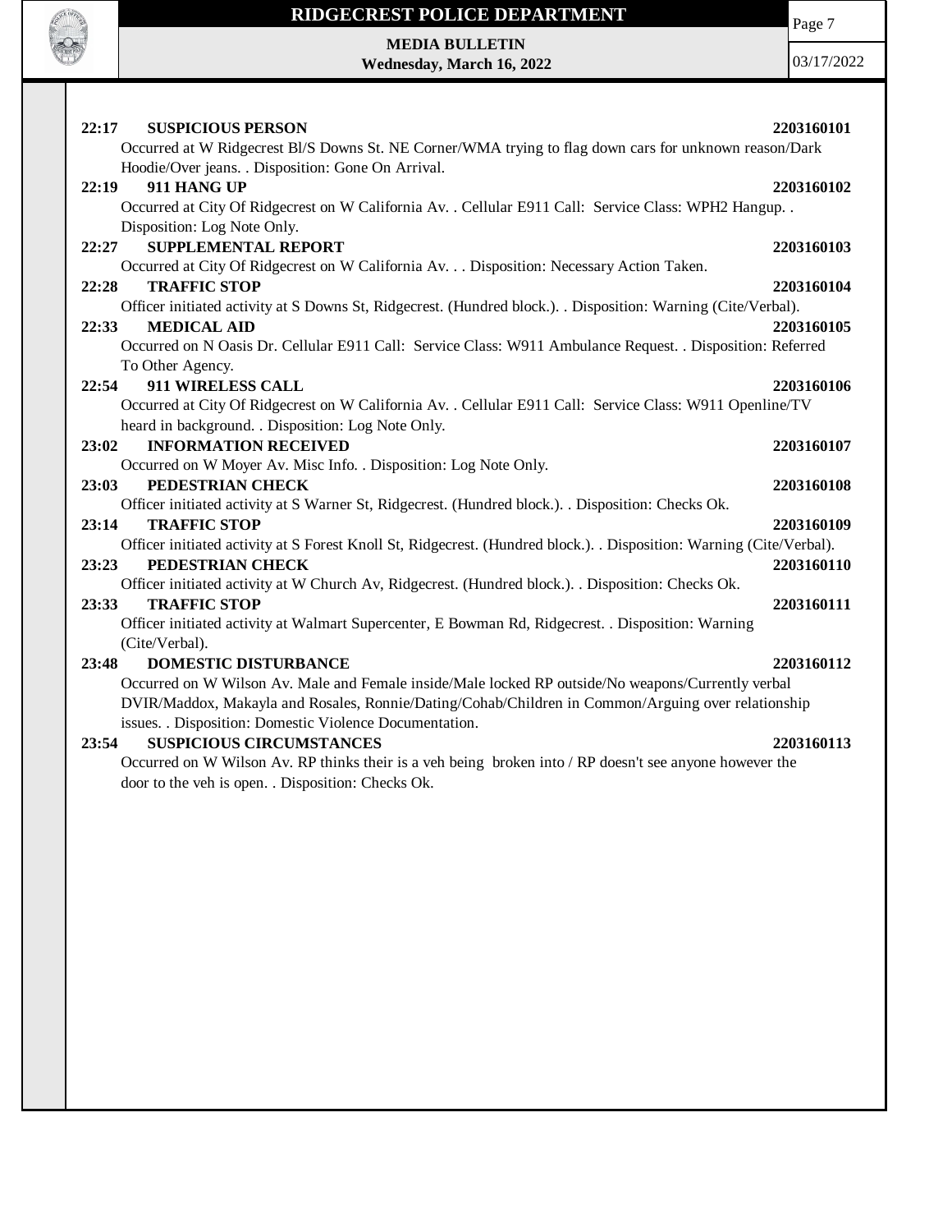**22:17 SUSPICIOUS PERSON** **2203160101**

Occurred at W Ridgecrest Bl/S Downs St. NE Corner/WMA trying to flag down cars for unknown reason/Dark Hoodie/Over jeans. . Disposition: Gone On Arrival.

**22:19 911 HANG UP** **2203160102**

Occurred at City Of Ridgecrest on W California Av. . Cellular E911 Call: Service Class: WPH2 Hangup. . Disposition: Log Note Only.

**22:27 SUPPLEMENTAL REPORT** **2203160103**

Occurred at City Of Ridgecrest on W California Av. . . Disposition: Necessary Action Taken.

**22:28 TRAFFIC STOP** **2203160104**

Officer initiated activity at S Downs St, Ridgecrest. (Hundred block.). . Disposition: Warning (Cite/Verbal).

**22:33 MEDICAL AID** **2203160105**

Occurred on N Oasis Dr. Cellular E911 Call: Service Class: W911 Ambulance Request. . Disposition: Referred To Other Agency.

**22:54 911 WIRELESS CALL** **2203160106**

Occurred at City Of Ridgecrest on W California Av. . Cellular E911 Call: Service Class: W911 Openline/TV heard in background. . Disposition: Log Note Only.

**23:02 INFORMATION RECEIVED** **2203160107**

Occurred on W Moyer Av. Misc Info. . Disposition: Log Note Only.

**23:03 PEDESTRIAN CHECK** **2203160108**

Officer initiated activity at S Warner St, Ridgecrest. (Hundred block.). . Disposition: Checks Ok.

**23:14 TRAFFIC STOP** **2203160109**

Officer initiated activity at S Forest Knoll St, Ridgecrest. (Hundred block.). . Disposition: Warning (Cite/Verbal).

**23:23 PEDESTRIAN CHECK** **2203160110**

Officer initiated activity at W Church Av, Ridgecrest. (Hundred block.). . Disposition: Checks Ok.

**23:33 TRAFFIC STOP** **2203160111**

Officer initiated activity at Walmart Supercenter, E Bowman Rd, Ridgecrest. . Disposition: Warning (Cite/Verbal).

**23:48 DOMESTIC DISTURBANCE** **2203160112**

Occurred on W Wilson Av. Male and Female inside/Male locked RP outside/No weapons/Currently verbal DVIR/Maddox, Makayla and Rosales, Ronnie/Dating/Cohab/Children in Common/Arguing over relationship issues. . Disposition: Domestic Violence Documentation.

**23:54 SUSPICIOUS CIRCUMSTANCES** **2203160113**

Occurred on W Wilson Av. RP thinks their is a veh being broken into / RP doesn't see anyone however the door to the veh is open. . Disposition: Checks Ok.